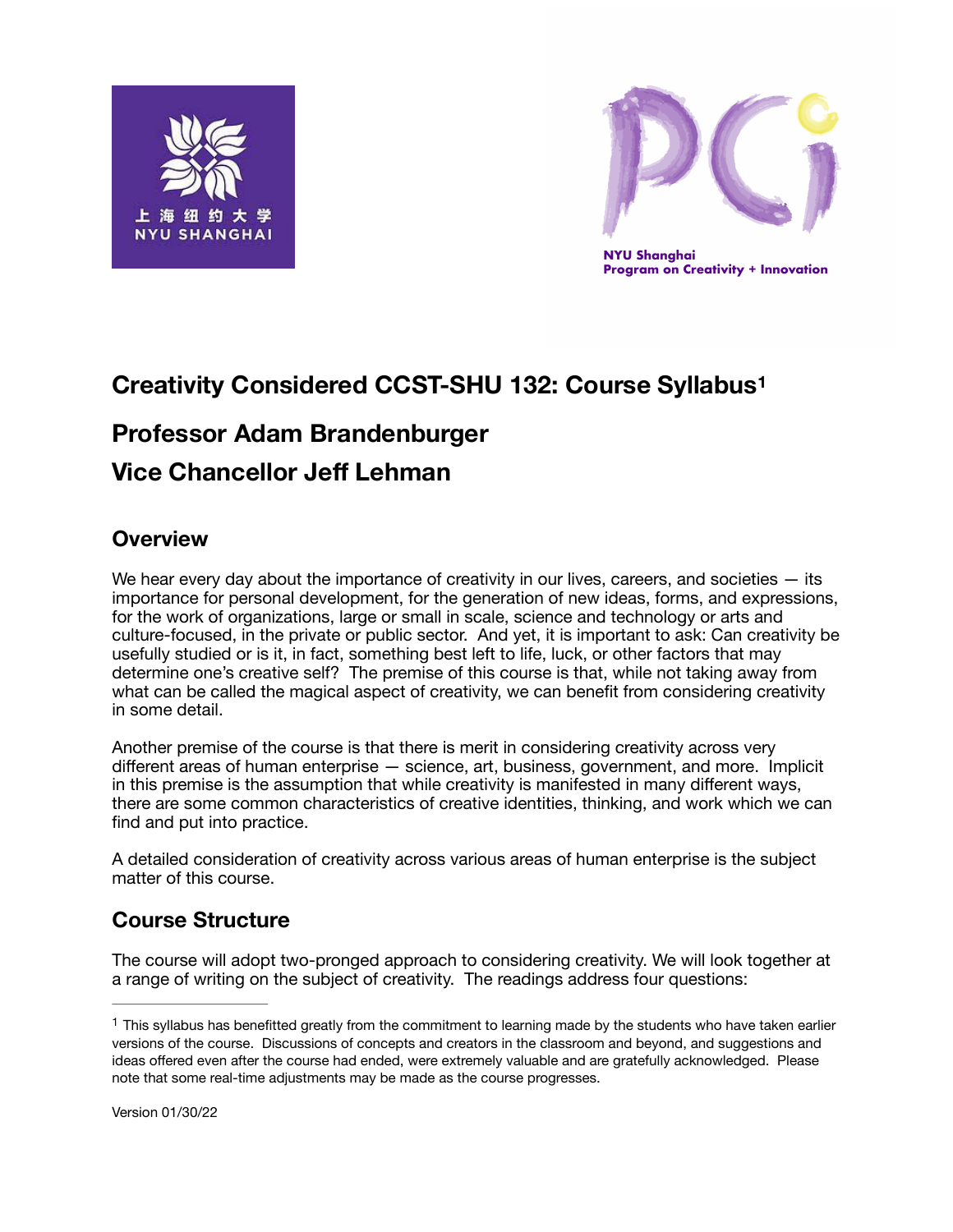# Creativity Considered CCST-SHU 132: Course Syllabus[1]

## Professor Adam Brandenburger

## Vice Chancellor Jeff Lehman

## Overview

We hear every day about the importance of creativity in our lives, careers, and societies — its importance for personal development, for the generation of new ideas, forms, and expressions, for the work of organizations, large or small in scale, science and technology or arts and culture-focused, in the private or public sector. And yet, it is important to ask: Can creativity be usefully studied or is it, in fact, something best left to life, luck, or other factors that may determine one's creative self? The premise of this course is that, while not taking away from what can be called the magical aspect of creativity, we can benefit from considering creativity in some detail.

Another premise of the course is that there is merit in considering creativity across very different areas of human enterprise — science, art, business, government, and more. Implicit in this premise is the assumption that while creativity is manifested in many different ways, there are some common characteristics of creative identities, thinking, and work which we can find and put into practice.

A detailed consideration of creativity across various areas of human enterprise is the subject matter of this course.

## Course Structure

The course will adopt two-pronged approach to considering creativity. We will look together at a range of writing on the subject of creativity. The readings address four questions:

---

[1] This syllabus has benefitted greatly from the commitment to learning made by the students who have taken earlier versions of the course. Discussions of concepts and creators in the classroom and beyond, and suggestions and ideas offered even after the course had ended, were extremely valuable and are gratefully acknowledged. Please note that some real-time adjustments may be made as the course progresses.

Version 01/30/22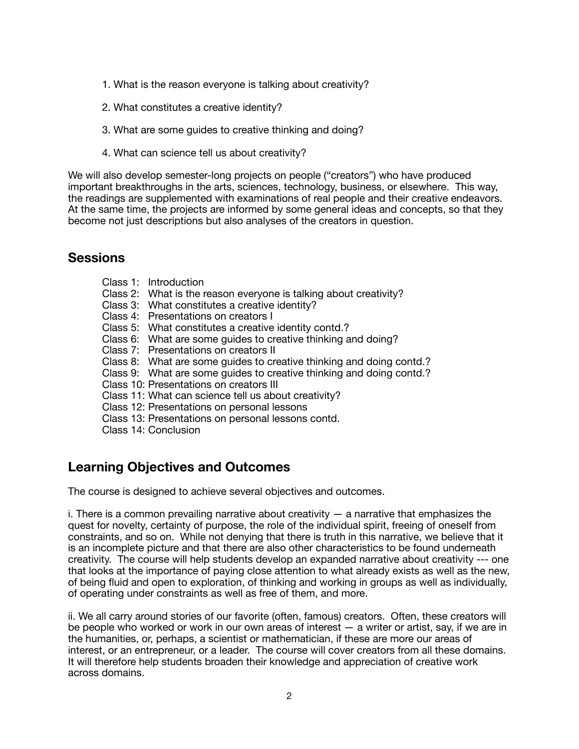1. What is the reason everyone is talking about creativity?

2. What constitutes a creative identity?

3. What are some guides to creative thinking and doing?

4. What can science tell us about creativity?

We will also develop semester-long projects on people ("creators") who have produced important breakthroughs in the arts, sciences, technology, business, or elsewhere. This way, the readings are supplemented with examinations of real people and their creative endeavors. At the same time, the projects are informed by some general ideas and concepts, so that they become not just descriptions but also analyses of the creators in question.

## Sessions

Class 1: Introduction
Class 2: What is the reason everyone is talking about creativity?
Class 3: What constitutes a creative identity?
Class 4: Presentations on creators I
Class 5: What constitutes a creative identity contd.?
Class 6: What are some guides to creative thinking and doing?
Class 7: Presentations on creators II
Class 8: What are some guides to creative thinking and doing contd.?
Class 9: What are some guides to creative thinking and doing contd.?
Class 10: Presentations on creators III
Class 11: What can science tell us about creativity?
Class 12: Presentations on personal lessons
Class 13: Presentations on personal lessons contd.
Class 14: Conclusion

## Learning Objectives and Outcomes

The course is designed to achieve several objectives and outcomes.

i. There is a common prevailing narrative about creativity — a narrative that emphasizes the quest for novelty, certainty of purpose, the role of the individual spirit, freeing of oneself from constraints, and so on. While not denying that there is truth in this narrative, we believe that it is an incomplete picture and that there are also other characteristics to be found underneath creativity. The course will help students develop an expanded narrative about creativity --- one that looks at the importance of paying close attention to what already exists as well as the new, of being fluid and open to exploration, of thinking and working in groups as well as individually, of operating under constraints as well as free of them, and more.

ii. We all carry around stories of our favorite (often, famous) creators. Often, these creators will be people who worked or work in our own areas of interest — a writer or artist, say, if we are in the humanities, or, perhaps, a scientist or mathematician, if these are more our areas of interest, or an entrepreneur, or a leader. The course will cover creators from all these domains. It will therefore help students broaden their knowledge and appreciation of creative work across domains.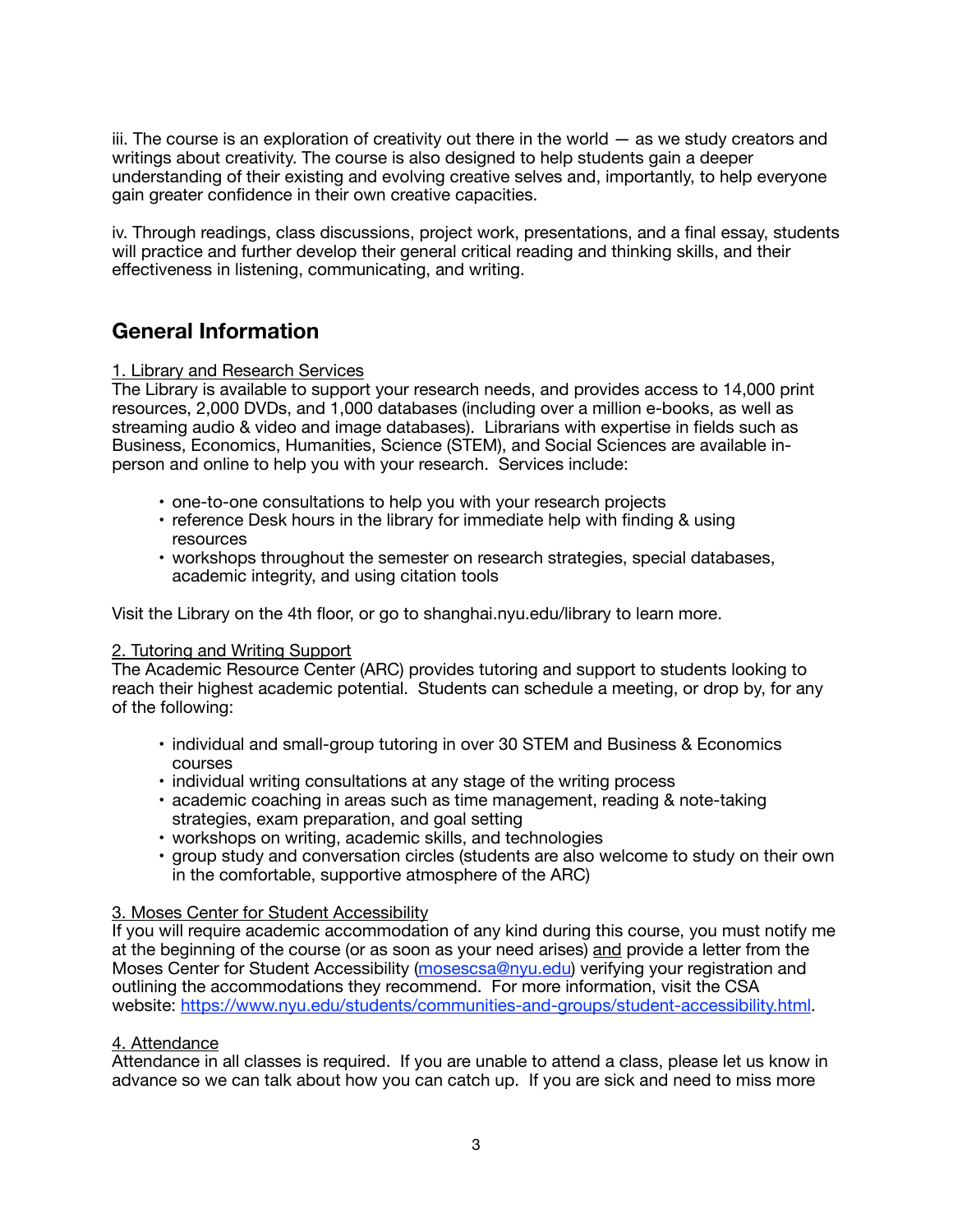iii. The course is an exploration of creativity out there in the world — as we study creators and writings about creativity. The course is also designed to help students gain a deeper understanding of their existing and evolving creative selves and, importantly, to help everyone gain greater confidence in their own creative capacities.

iv. Through readings, class discussions, project work, presentations, and a final essay, students will practice and further develop their general critical reading and thinking skills, and their effectiveness in listening, communicating, and writing.

## General Information

1. Library and Research Services

The Library is available to support your research needs, and provides access to 14,000 print resources, 2,000 DVDs, and 1,000 databases (including over a million e-books, as well as streaming audio & video and image databases). Librarians with expertise in fields such as Business, Economics, Humanities, Science (STEM), and Social Sciences are available in-person and online to help you with your research. Services include:

- one-to-one consultations to help you with your research projects
- reference Desk hours in the library for immediate help with finding & using resources
- workshops throughout the semester on research strategies, special databases, academic integrity, and using citation tools

Visit the Library on the 4th floor, or go to shanghai.nyu.edu/library to learn more.

2. Tutoring and Writing Support

The Academic Resource Center (ARC) provides tutoring and support to students looking to reach their highest academic potential. Students can schedule a meeting, or drop by, for any of the following:

- individual and small-group tutoring in over 30 STEM and Business & Economics courses
- individual writing consultations at any stage of the writing process
- academic coaching in areas such as time management, reading & note-taking strategies, exam preparation, and goal setting
- workshops on writing, academic skills, and technologies
- group study and conversation circles (students are also welcome to study on their own in the comfortable, supportive atmosphere of the ARC)

3. Moses Center for Student Accessibility

If you will require academic accommodation of any kind during this course, you must notify me at the beginning of the course (or as soon as your need arises) and provide a letter from the Moses Center for Student Accessibility (mosescsa@nyu.edu) verifying your registration and outlining the accommodations they recommend. For more information, visit the CSA website: https://www.nyu.edu/students/communities-and-groups/student-accessibility.html.

4. Attendance

Attendance in all classes is required. If you are unable to attend a class, please let us know in advance so we can talk about how you can catch up. If you are sick and need to miss more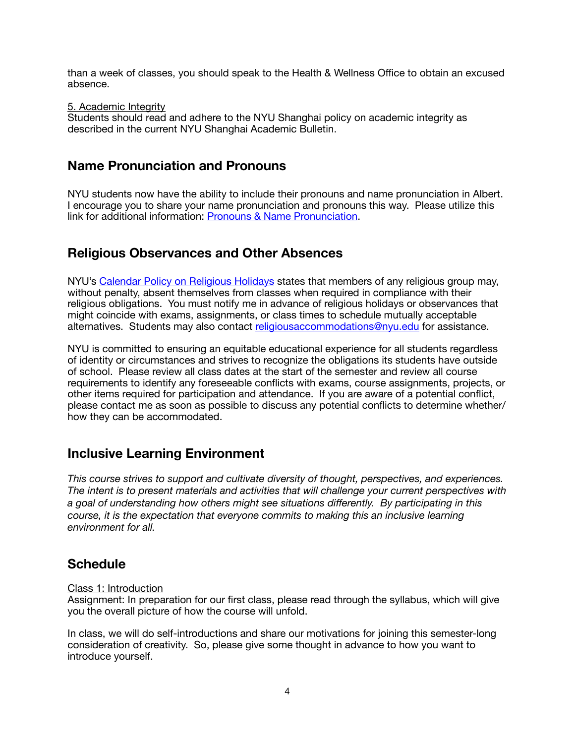than a week of classes, you should speak to the Health & Wellness Office to obtain an excused absence.

5. Academic Integrity
Students should read and adhere to the NYU Shanghai policy on academic integrity as described in the current NYU Shanghai Academic Bulletin.

## Name Pronunciation and Pronouns

NYU students now have the ability to include their pronouns and name pronunciation in Albert. I encourage you to share your name pronunciation and pronouns this way. Please utilize this link for additional information: [Pronouns & Name Pronunciation](Pronouns & Name Pronunciation).

## Religious Observances and Other Absences

NYU's [Calendar Policy on Religious Holidays](Calendar Policy on Religious Holidays) states that members of any religious group may, without penalty, absent themselves from classes when required in compliance with their religious obligations. You must notify me in advance of religious holidays or observances that might coincide with exams, assignments, or class times to schedule mutually acceptable alternatives. Students may also contact religiousaccommodations@nyu.edu for assistance.

NYU is committed to ensuring an equitable educational experience for all students regardless of identity or circumstances and strives to recognize the obligations its students have outside of school. Please review all class dates at the start of the semester and review all course requirements to identify any foreseeable conflicts with exams, course assignments, projects, or other items required for participation and attendance. If you are aware of a potential conflict, please contact me as soon as possible to discuss any potential conflicts to determine whether/how they can be accommodated.

## Inclusive Learning Environment

*This course strives to support and cultivate diversity of thought, perspectives, and experiences. The intent is to present materials and activities that will challenge your current perspectives with a goal of understanding how others might see situations differently. By participating in this course, it is the expectation that everyone commits to making this an inclusive learning environment for all.*

## Schedule

Class 1: Introduction
Assignment: In preparation for our first class, please read through the syllabus, which will give you the overall picture of how the course will unfold.

In class, we will do self-introductions and share our motivations for joining this semester-long consideration of creativity. So, please give some thought in advance to how you want to introduce yourself.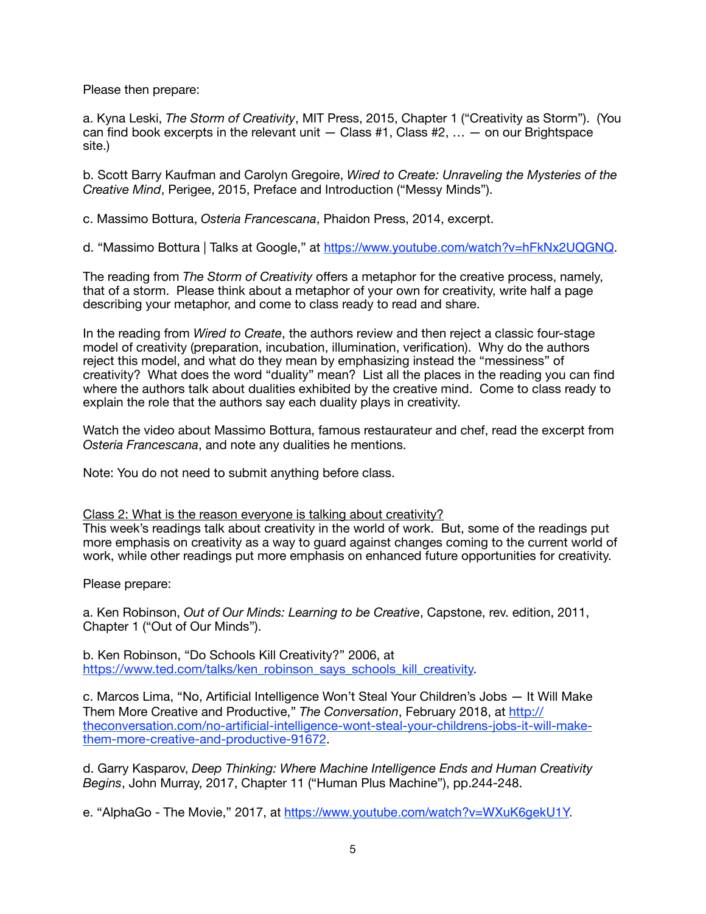Please then prepare:

a. Kyna Leski, *The Storm of Creativity*, MIT Press, 2015, Chapter 1 ("Creativity as Storm"). (You can find book excerpts in the relevant unit — Class #1, Class #2, … — on our Brightspace site.)

b. Scott Barry Kaufman and Carolyn Gregoire, *Wired to Create: Unraveling the Mysteries of the Creative Mind*, Perigee, 2015, Preface and Introduction ("Messy Minds").

c. Massimo Bottura, *Osteria Francescana*, Phaidon Press, 2014, excerpt.

d. "Massimo Bottura | Talks at Google," at [https://www.youtube.com/watch?v=hFkNx2UQGNQ](https://www.youtube.com/watch?v=hFkNx2UQGNQ).

The reading from *The Storm of Creativity* offers a metaphor for the creative process, namely, that of a storm. Please think about a metaphor of your own for creativity, write half a page describing your metaphor, and come to class ready to read and share.

In the reading from *Wired to Create*, the authors review and then reject a classic four-stage model of creativity (preparation, incubation, illumination, verification). Why do the authors reject this model, and what do they mean by emphasizing instead the "messiness" of creativity? What does the word "duality" mean? List all the places in the reading you can find where the authors talk about dualities exhibited by the creative mind. Come to class ready to explain the role that the authors say each duality plays in creativity.

Watch the video about Massimo Bottura, famous restaurateur and chef, read the excerpt from *Osteria Francescana*, and note any dualities he mentions.

Note: You do not need to submit anything before class.

<u>Class 2: What is the reason everyone is talking about creativity?</u>
This week's readings talk about creativity in the world of work. But, some of the readings put more emphasis on creativity as a way to guard against changes coming to the current world of work, while other readings put more emphasis on enhanced future opportunities for creativity.

Please prepare:

a. Ken Robinson, *Out of Our Minds: Learning to be Creative*, Capstone, rev. edition, 2011, Chapter 1 ("Out of Our Minds").

b. Ken Robinson, "Do Schools Kill Creativity?" 2006, at [https://www.ted.com/talks/ken_robinson_says_schools_kill_creativity](https://www.ted.com/talks/ken_robinson_says_schools_kill_creativity).

c. Marcos Lima, "No, Artificial Intelligence Won't Steal Your Children's Jobs — It Will Make Them More Creative and Productive," *The Conversation*, February 2018, at [http://theconversation.com/no-artificial-intelligence-wont-steal-your-childrens-jobs-it-will-make-them-more-creative-and-productive-91672](http://theconversation.com/no-artificial-intelligence-wont-steal-your-childrens-jobs-it-will-make-them-more-creative-and-productive-91672).

d. Garry Kasparov, *Deep Thinking: Where Machine Intelligence Ends and Human Creativity Begins*, John Murray, 2017, Chapter 11 ("Human Plus Machine"), pp.244-248.

e. "AlphaGo - The Movie," 2017, at [https://www.youtube.com/watch?v=WXuK6gekU1Y](https://www.youtube.com/watch?v=WXuK6gekU1Y).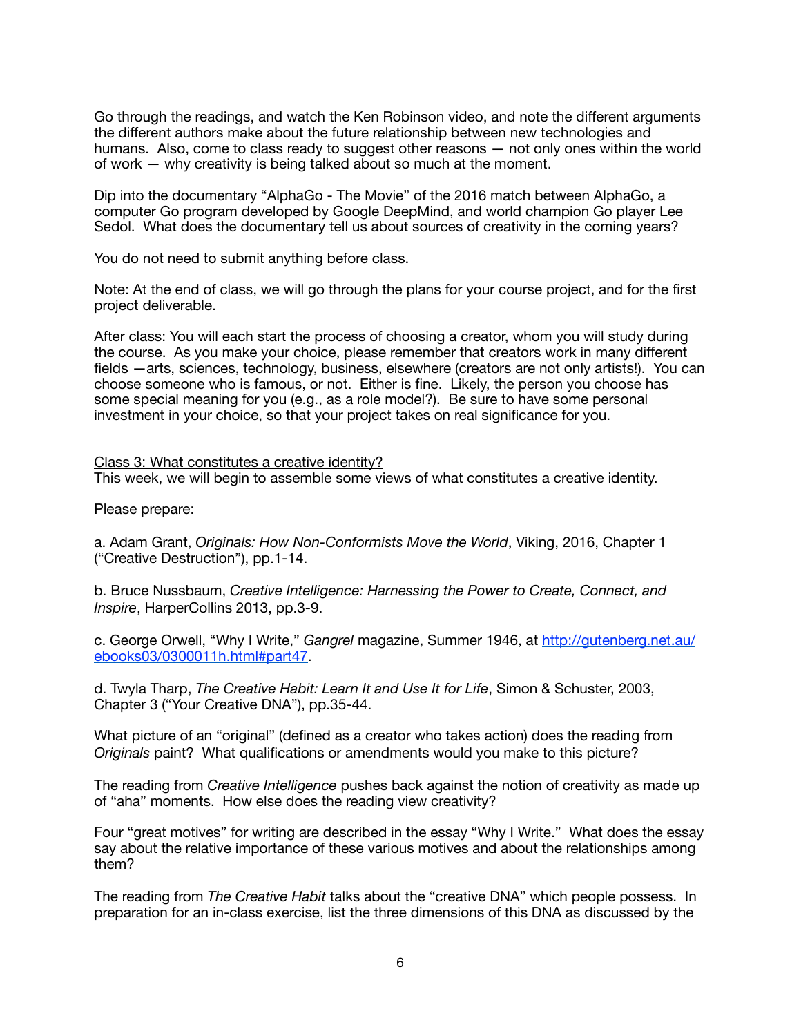Go through the readings, and watch the Ken Robinson video, and note the different arguments the different authors make about the future relationship between new technologies and humans. Also, come to class ready to suggest other reasons — not only ones within the world of work — why creativity is being talked about so much at the moment.

Dip into the documentary "AlphaGo - The Movie" of the 2016 match between AlphaGo, a computer Go program developed by Google DeepMind, and world champion Go player Lee Sedol. What does the documentary tell us about sources of creativity in the coming years?

You do not need to submit anything before class.

Note: At the end of class, we will go through the plans for your course project, and for the first project deliverable.

After class: You will each start the process of choosing a creator, whom you will study during the course. As you make your choice, please remember that creators work in many different fields —arts, sciences, technology, business, elsewhere (creators are not only artists!). You can choose someone who is famous, or not. Either is fine. Likely, the person you choose has some special meaning for you (e.g., as a role model?). Be sure to have some personal investment in your choice, so that your project takes on real significance for you.

<u>Class 3: What constitutes a creative identity?</u>
This week, we will begin to assemble some views of what constitutes a creative identity.

Please prepare:

a. Adam Grant, *Originals: How Non-Conformists Move the World*, Viking, 2016, Chapter 1 ("Creative Destruction"), pp.1-14.

b. Bruce Nussbaum, *Creative Intelligence: Harnessing the Power to Create, Connect, and Inspire*, HarperCollins 2013, pp.3-9.

c. George Orwell, "Why I Write," *Gangrel* magazine, Summer 1946, at [http://gutenberg.net.au/ebooks03/0300011h.html#part47](http://gutenberg.net.au/ebooks03/0300011h.html#part47).

d. Twyla Tharp, *The Creative Habit: Learn It and Use It for Life*, Simon & Schuster, 2003, Chapter 3 ("Your Creative DNA"), pp.35-44.

What picture of an "original" (defined as a creator who takes action) does the reading from *Originals* paint? What qualifications or amendments would you make to this picture?

The reading from *Creative Intelligence* pushes back against the notion of creativity as made up of "aha" moments. How else does the reading view creativity?

Four "great motives" for writing are described in the essay "Why I Write." What does the essay say about the relative importance of these various motives and about the relationships among them?

The reading from *The Creative Habit* talks about the "creative DNA" which people possess. In preparation for an in-class exercise, list the three dimensions of this DNA as discussed by the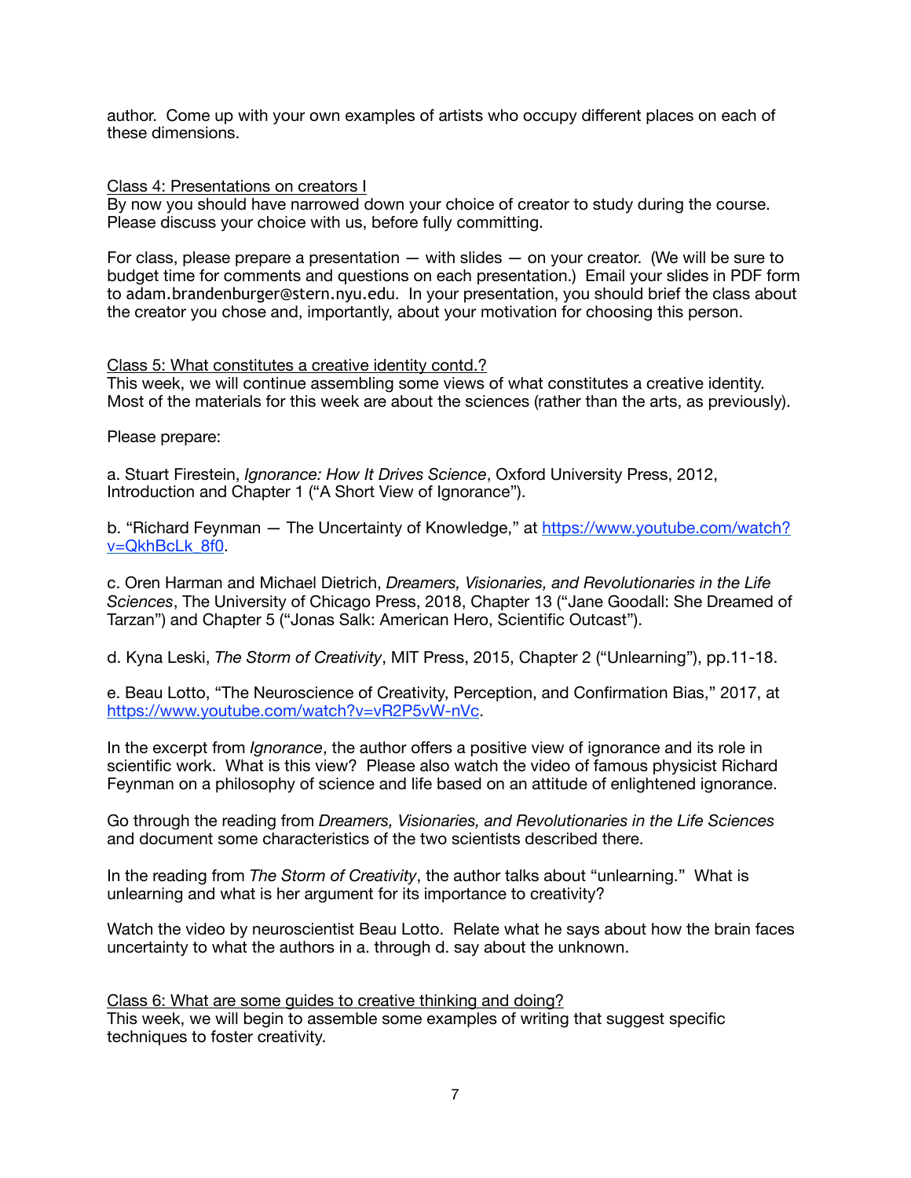author. Come up with your own examples of artists who occupy different places on each of these dimensions.

<u>Class 4: Presentations on creators I</u>

By now you should have narrowed down your choice of creator to study during the course. Please discuss your choice with us, before fully committing.

For class, please prepare a presentation — with slides — on your creator. (We will be sure to budget time for comments and questions on each presentation.) Email your slides in PDF form to adam.brandenburger@stern.nyu.edu. In your presentation, you should brief the class about the creator you chose and, importantly, about your motivation for choosing this person.

<u>Class 5: What constitutes a creative identity contd.?</u>

This week, we will continue assembling some views of what constitutes a creative identity. Most of the materials for this week are about the sciences (rather than the arts, as previously).

Please prepare:

a. Stuart Firestein, *Ignorance: How It Drives Science*, Oxford University Press, 2012, Introduction and Chapter 1 ("A Short View of Ignorance").

b. "Richard Feynman — The Uncertainty of Knowledge," at https://www.youtube.com/watch?v=QkhBcLk_8f0.

c. Oren Harman and Michael Dietrich, *Dreamers, Visionaries, and Revolutionaries in the Life Sciences*, The University of Chicago Press, 2018, Chapter 13 ("Jane Goodall: She Dreamed of Tarzan") and Chapter 5 ("Jonas Salk: American Hero, Scientific Outcast").

d. Kyna Leski, *The Storm of Creativity*, MIT Press, 2015, Chapter 2 ("Unlearning"), pp.11-18.

e. Beau Lotto, "The Neuroscience of Creativity, Perception, and Confirmation Bias," 2017, at https://www.youtube.com/watch?v=vR2P5vW-nVc.

In the excerpt from *Ignorance*, the author offers a positive view of ignorance and its role in scientific work. What is this view? Please also watch the video of famous physicist Richard Feynman on a philosophy of science and life based on an attitude of enlightened ignorance.

Go through the reading from *Dreamers, Visionaries, and Revolutionaries in the Life Sciences* and document some characteristics of the two scientists described there.

In the reading from *The Storm of Creativity*, the author talks about "unlearning." What is unlearning and what is her argument for its importance to creativity?

Watch the video by neuroscientist Beau Lotto. Relate what he says about how the brain faces uncertainty to what the authors in a. through d. say about the unknown.

<u>Class 6: What are some guides to creative thinking and doing?</u>

This week, we will begin to assemble some examples of writing that suggest specific techniques to foster creativity.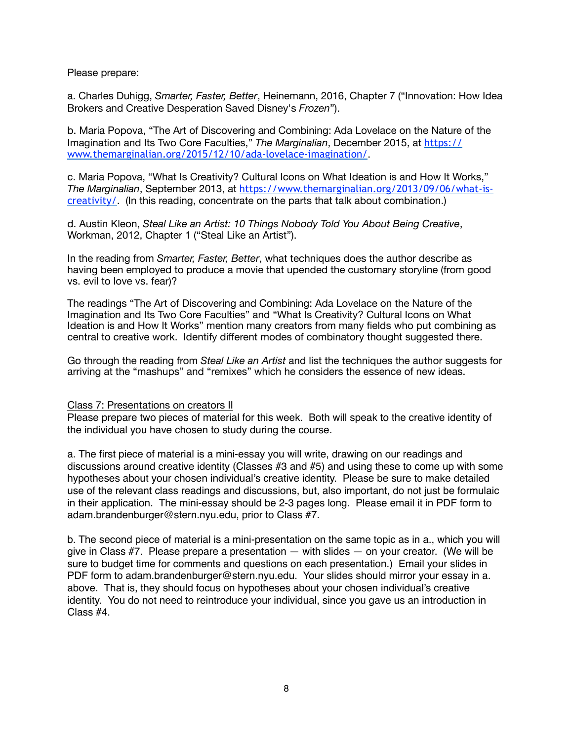Please prepare:

a. Charles Duhigg, *Smarter, Faster, Better*, Heinemann, 2016, Chapter 7 ("Innovation: How Idea Brokers and Creative Desperation Saved Disney's *Frozen*").

b. Maria Popova, "The Art of Discovering and Combining: Ada Lovelace on the Nature of the Imagination and Its Two Core Faculties," *The Marginalian*, December 2015, at [https://www.themarginalian.org/2015/12/10/ada-lovelace-imagination/](https://www.themarginalian.org/2015/12/10/ada-lovelace-imagination/).

c. Maria Popova, "What Is Creativity? Cultural Icons on What Ideation is and How It Works," *The Marginalian*, September 2013, at [https://www.themarginalian.org/2013/09/06/what-is-creativity/](https://www.themarginalian.org/2013/09/06/what-is-creativity/). (In this reading, concentrate on the parts that talk about combination.)

d. Austin Kleon, *Steal Like an Artist: 10 Things Nobody Told You About Being Creative*, Workman, 2012, Chapter 1 ("Steal Like an Artist").

In the reading from *Smarter, Faster, Better*, what techniques does the author describe as having been employed to produce a movie that upended the customary storyline (from good vs. evil to love vs. fear)?

The readings "The Art of Discovering and Combining: Ada Lovelace on the Nature of the Imagination and Its Two Core Faculties" and "What Is Creativity? Cultural Icons on What Ideation is and How It Works" mention many creators from many fields who put combining as central to creative work. Identify different modes of combinatory thought suggested there.

Go through the reading from *Steal Like an Artist* and list the techniques the author suggests for arriving at the "mashups" and "remixes" which he considers the essence of new ideas.

<u>Class 7: Presentations on creators II</u>

Please prepare two pieces of material for this week. Both will speak to the creative identity of the individual you have chosen to study during the course.

a. The first piece of material is a mini-essay you will write, drawing on our readings and discussions around creative identity (Classes #3 and #5) and using these to come up with some hypotheses about your chosen individual's creative identity. Please be sure to make detailed use of the relevant class readings and discussions, but, also important, do not just be formulaic in their application. The mini-essay should be 2-3 pages long. Please email it in PDF form to adam.brandenburger@stern.nyu.edu, prior to Class #7.

b. The second piece of material is a mini-presentation on the same topic as in a., which you will give in Class #7. Please prepare a presentation — with slides — on your creator. (We will be sure to budget time for comments and questions on each presentation.) Email your slides in PDF form to adam.brandenburger@stern.nyu.edu. Your slides should mirror your essay in a. above. That is, they should focus on hypotheses about your chosen individual's creative identity. You do not need to reintroduce your individual, since you gave us an introduction in Class #4.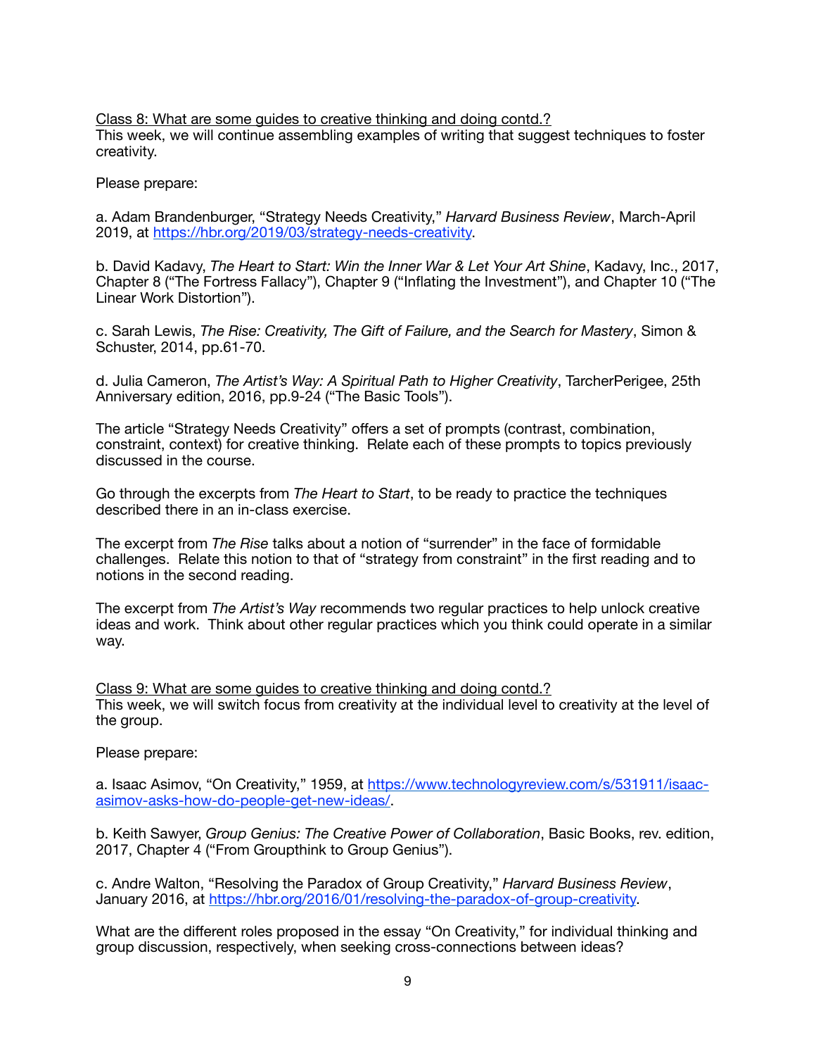<u>Class 8: What are some guides to creative thinking and doing contd.?</u>
This week, we will continue assembling examples of writing that suggest techniques to foster creativity.

Please prepare:

a. Adam Brandenburger, "Strategy Needs Creativity," *Harvard Business Review*, March-April 2019, at [https://hbr.org/2019/03/strategy-needs-creativity](https://hbr.org/2019/03/strategy-needs-creativity).

b. David Kadavy, *The Heart to Start: Win the Inner War & Let Your Art Shine*, Kadavy, Inc., 2017, Chapter 8 ("The Fortress Fallacy"), Chapter 9 ("Inflating the Investment"), and Chapter 10 ("The Linear Work Distortion").

c. Sarah Lewis, *The Rise: Creativity, The Gift of Failure, and the Search for Mastery*, Simon & Schuster, 2014, pp.61-70.

d. Julia Cameron, *The Artist's Way: A Spiritual Path to Higher Creativity*, TarcherPerigee, 25th Anniversary edition, 2016, pp.9-24 ("The Basic Tools").

The article "Strategy Needs Creativity" offers a set of prompts (contrast, combination, constraint, context) for creative thinking. Relate each of these prompts to topics previously discussed in the course.

Go through the excerpts from *The Heart to Start*, to be ready to practice the techniques described there in an in-class exercise.

The excerpt from *The Rise* talks about a notion of "surrender" in the face of formidable challenges. Relate this notion to that of "strategy from constraint" in the first reading and to notions in the second reading.

The excerpt from *The Artist's Way* recommends two regular practices to help unlock creative ideas and work. Think about other regular practices which you think could operate in a similar way.

<u>Class 9: What are some guides to creative thinking and doing contd.?</u>
This week, we will switch focus from creativity at the individual level to creativity at the level of the group.

Please prepare:

a. Isaac Asimov, "On Creativity," 1959, at [https://www.technologyreview.com/s/531911/isaac-asimov-asks-how-do-people-get-new-ideas/](https://www.technologyreview.com/s/531911/isaac-asimov-asks-how-do-people-get-new-ideas/).

b. Keith Sawyer, *Group Genius: The Creative Power of Collaboration*, Basic Books, rev. edition, 2017, Chapter 4 ("From Groupthink to Group Genius").

c. Andre Walton, "Resolving the Paradox of Group Creativity," *Harvard Business Review*, January 2016, at [https://hbr.org/2016/01/resolving-the-paradox-of-group-creativity](https://hbr.org/2016/01/resolving-the-paradox-of-group-creativity).

What are the different roles proposed in the essay "On Creativity," for individual thinking and group discussion, respectively, when seeking cross-connections between ideas?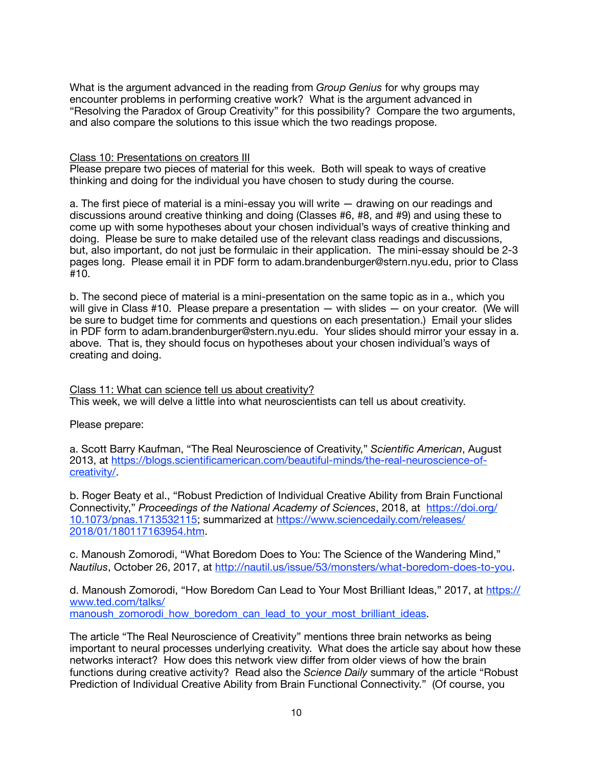What is the argument advanced in the reading from *Group Genius* for why groups may encounter problems in performing creative work? What is the argument advanced in "Resolving the Paradox of Group Creativity" for this possibility? Compare the two arguments, and also compare the solutions to this issue which the two readings propose.

<u>Class 10: Presentations on creators III</u>

Please prepare two pieces of material for this week. Both will speak to ways of creative thinking and doing for the individual you have chosen to study during the course.

a. The first piece of material is a mini-essay you will write — drawing on our readings and discussions around creative thinking and doing (Classes #6, #8, and #9) and using these to come up with some hypotheses about your chosen individual's ways of creative thinking and doing. Please be sure to make detailed use of the relevant class readings and discussions, but, also important, do not just be formulaic in their application. The mini-essay should be 2-3 pages long. Please email it in PDF form to adam.brandenburger@stern.nyu.edu, prior to Class #10.

b. The second piece of material is a mini-presentation on the same topic as in a., which you will give in Class #10. Please prepare a presentation — with slides — on your creator. (We will be sure to budget time for comments and questions on each presentation.) Email your slides in PDF form to adam.brandenburger@stern.nyu.edu. Your slides should mirror your essay in a. above. That is, they should focus on hypotheses about your chosen individual's ways of creating and doing.

<u>Class 11: What can science tell us about creativity?</u>

This week, we will delve a little into what neuroscientists can tell us about creativity.

Please prepare:

a. Scott Barry Kaufman, "The Real Neuroscience of Creativity," *Scientific American*, August 2013, at https://blogs.scientificamerican.com/beautiful-minds/the-real-neuroscience-of-creativity/.

b. Roger Beaty et al., "Robust Prediction of Individual Creative Ability from Brain Functional Connectivity," *Proceedings of the National Academy of Sciences*, 2018, at https://doi.org/10.1073/pnas.1713532115; summarized at https://www.sciencedaily.com/releases/2018/01/180117163954.htm.

c. Manoush Zomorodi, "What Boredom Does to You: The Science of the Wandering Mind," *Nautilus*, October 26, 2017, at http://nautil.us/issue/53/monsters/what-boredom-does-to-you.

d. Manoush Zomorodi, "How Boredom Can Lead to Your Most Brilliant Ideas," 2017, at https://www.ted.com/talks/manoush_zomorodi_how_boredom_can_lead_to_your_most_brilliant_ideas.

The article "The Real Neuroscience of Creativity" mentions three brain networks as being important to neural processes underlying creativity. What does the article say about how these networks interact? How does this network view differ from older views of how the brain functions during creative activity? Read also the *Science Daily* summary of the article "Robust Prediction of Individual Creative Ability from Brain Functional Connectivity." (Of course, you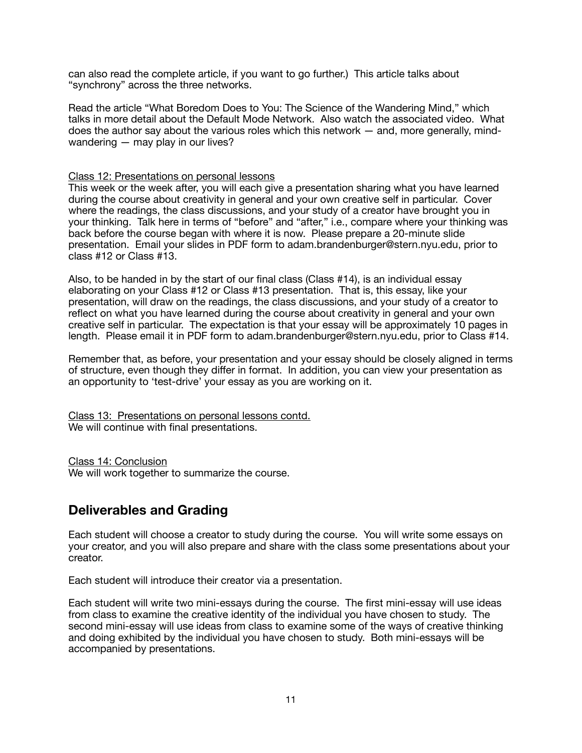can also read the complete article, if you want to go further.) This article talks about "synchrony" across the three networks.

Read the article "What Boredom Does to You: The Science of the Wandering Mind," which talks in more detail about the Default Mode Network. Also watch the associated video. What does the author say about the various roles which this network — and, more generally, mind-wandering — may play in our lives?

<u>Class 12: Presentations on personal lessons</u>

This week or the week after, you will each give a presentation sharing what you have learned during the course about creativity in general and your own creative self in particular. Cover where the readings, the class discussions, and your study of a creator have brought you in your thinking. Talk here in terms of "before" and "after," i.e., compare where your thinking was back before the course began with where it is now. Please prepare a 20-minute slide presentation. Email your slides in PDF form to adam.brandenburger@stern.nyu.edu, prior to class #12 or Class #13.

Also, to be handed in by the start of our final class (Class #14), is an individual essay elaborating on your Class #12 or Class #13 presentation. That is, this essay, like your presentation, will draw on the readings, the class discussions, and your study of a creator to reflect on what you have learned during the course about creativity in general and your own creative self in particular. The expectation is that your essay will be approximately 10 pages in length. Please email it in PDF form to adam.brandenburger@stern.nyu.edu, prior to Class #14.

Remember that, as before, your presentation and your essay should be closely aligned in terms of structure, even though they differ in format. In addition, you can view your presentation as an opportunity to 'test-drive' your essay as you are working on it.

<u>Class 13: Presentations on personal lessons contd.</u>

We will continue with final presentations.

<u>Class 14: Conclusion</u>

We will work together to summarize the course.

## Deliverables and Grading

Each student will choose a creator to study during the course. You will write some essays on your creator, and you will also prepare and share with the class some presentations about your creator.

Each student will introduce their creator via a presentation.

Each student will write two mini-essays during the course. The first mini-essay will use ideas from class to examine the creative identity of the individual you have chosen to study. The second mini-essay will use ideas from class to examine some of the ways of creative thinking and doing exhibited by the individual you have chosen to study. Both mini-essays will be accompanied by presentations.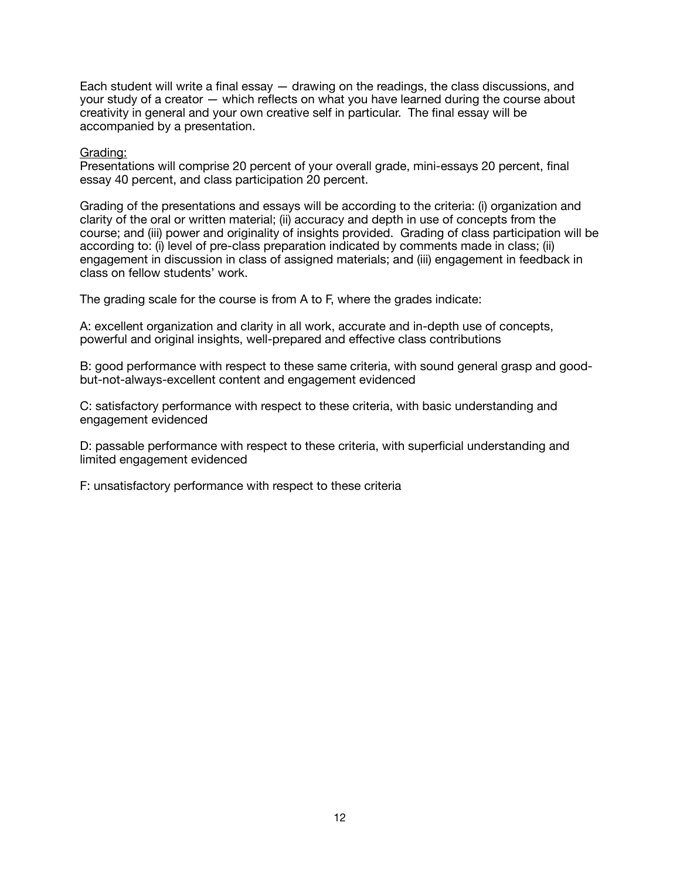Each student will write a final essay — drawing on the readings, the class discussions, and your study of a creator — which reflects on what you have learned during the course about creativity in general and your own creative self in particular. The final essay will be accompanied by a presentation.

<u>Grading:</u>
Presentations will comprise 20 percent of your overall grade, mini-essays 20 percent, final essay 40 percent, and class participation 20 percent.

Grading of the presentations and essays will be according to the criteria: (i) organization and clarity of the oral or written material; (ii) accuracy and depth in use of concepts from the course; and (iii) power and originality of insights provided. Grading of class participation will be according to: (i) level of pre-class preparation indicated by comments made in class; (ii) engagement in discussion in class of assigned materials; and (iii) engagement in feedback in class on fellow students' work.

The grading scale for the course is from A to F, where the grades indicate:

A: excellent organization and clarity in all work, accurate and in-depth use of concepts, powerful and original insights, well-prepared and effective class contributions

B: good performance with respect to these same criteria, with sound general grasp and good-but-not-always-excellent content and engagement evidenced

C: satisfactory performance with respect to these criteria, with basic understanding and engagement evidenced

D: passable performance with respect to these criteria, with superficial understanding and limited engagement evidenced

F: unsatisfactory performance with respect to these criteria